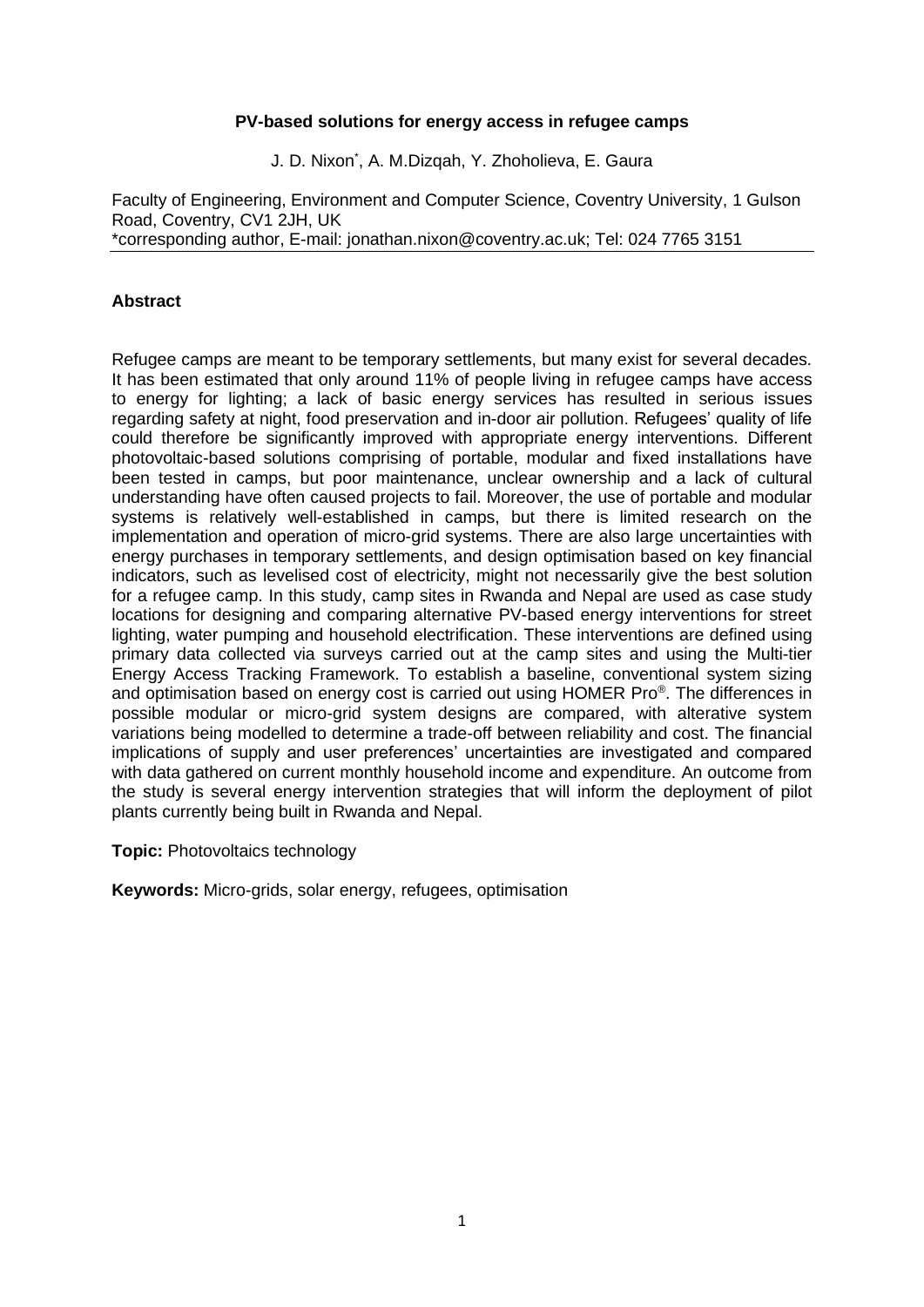# PV-based solutions for energy access in refugee camps

J. D. Nixon*, A. M.Dizqah, Y. Zhoholieva, E. Gaura

Faculty of Engineering, Environment and Computer Science, Coventry University, 1 Gulson Road, Coventry, CV1 2JH, UK
*corresponding author, E-mail: jonathan.nixon@coventry.ac.uk; Tel: 024 7765 3151

## Abstract

Refugee camps are meant to be temporary settlements, but many exist for several decades. It has been estimated that only around 11% of people living in refugee camps have access to energy for lighting; a lack of basic energy services has resulted in serious issues regarding safety at night, food preservation and in-door air pollution. Refugees' quality of life could therefore be significantly improved with appropriate energy interventions. Different photovoltaic-based solutions comprising of portable, modular and fixed installations have been tested in camps, but poor maintenance, unclear ownership and a lack of cultural understanding have often caused projects to fail. Moreover, the use of portable and modular systems is relatively well-established in camps, but there is limited research on the implementation and operation of micro-grid systems. There are also large uncertainties with energy purchases in temporary settlements, and design optimisation based on key financial indicators, such as levelised cost of electricity, might not necessarily give the best solution for a refugee camp. In this study, camp sites in Rwanda and Nepal are used as case study locations for designing and comparing alternative PV-based energy interventions for street lighting, water pumping and household electrification. These interventions are defined using primary data collected via surveys carried out at the camp sites and using the Multi-tier Energy Access Tracking Framework. To establish a baseline, conventional system sizing and optimisation based on energy cost is carried out using HOMER Pro®. The differences in possible modular or micro-grid system designs are compared, with alterative system variations being modelled to determine a trade-off between reliability and cost. The financial implications of supply and user preferences' uncertainties are investigated and compared with data gathered on current monthly household income and expenditure. An outcome from the study is several energy intervention strategies that will inform the deployment of pilot plants currently being built in Rwanda and Nepal.

**Topic:** Photovoltaics technology

**Keywords:** Micro-grids, solar energy, refugees, optimisation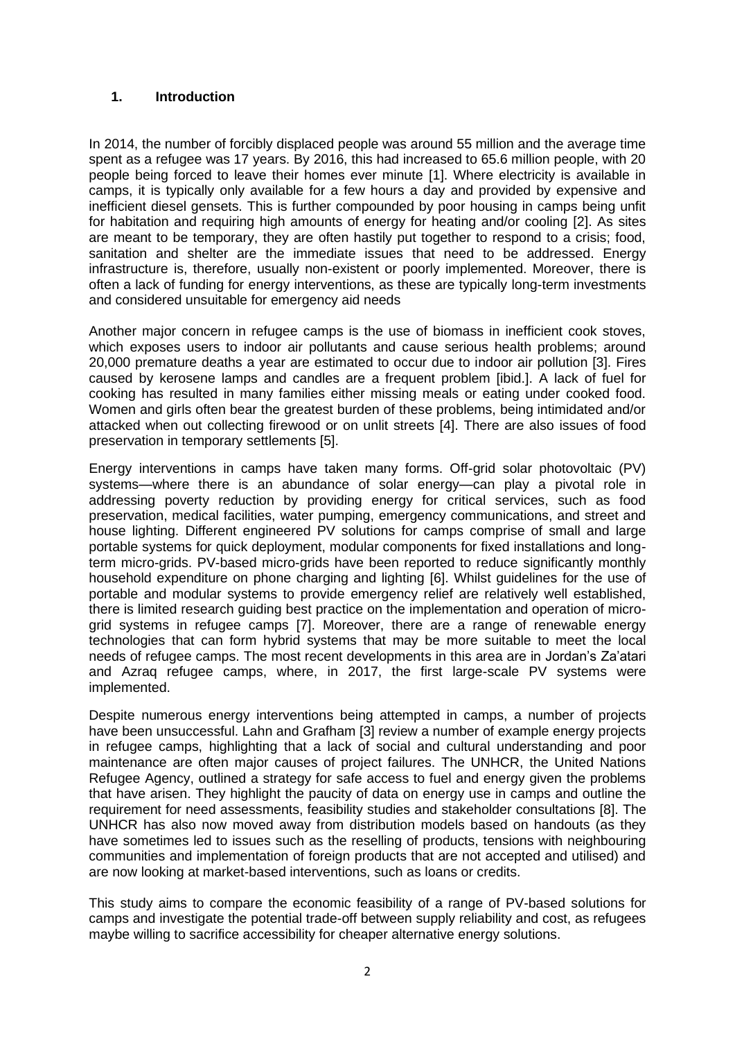## 1. Introduction

In 2014, the number of forcibly displaced people was around 55 million and the average time spent as a refugee was 17 years. By 2016, this had increased to 65.6 million people, with 20 people being forced to leave their homes ever minute [1]. Where electricity is available in camps, it is typically only available for a few hours a day and provided by expensive and inefficient diesel gensets. This is further compounded by poor housing in camps being unfit for habitation and requiring high amounts of energy for heating and/or cooling [2]. As sites are meant to be temporary, they are often hastily put together to respond to a crisis; food, sanitation and shelter are the immediate issues that need to be addressed. Energy infrastructure is, therefore, usually non-existent or poorly implemented. Moreover, there is often a lack of funding for energy interventions, as these are typically long-term investments and considered unsuitable for emergency aid needs

Another major concern in refugee camps is the use of biomass in inefficient cook stoves, which exposes users to indoor air pollutants and cause serious health problems; around 20,000 premature deaths a year are estimated to occur due to indoor air pollution [3]. Fires caused by kerosene lamps and candles are a frequent problem [ibid.]. A lack of fuel for cooking has resulted in many families either missing meals or eating under cooked food. Women and girls often bear the greatest burden of these problems, being intimidated and/or attacked when out collecting firewood or on unlit streets [4]. There are also issues of food preservation in temporary settlements [5].

Energy interventions in camps have taken many forms. Off-grid solar photovoltaic (PV) systems—where there is an abundance of solar energy—can play a pivotal role in addressing poverty reduction by providing energy for critical services, such as food preservation, medical facilities, water pumping, emergency communications, and street and house lighting. Different engineered PV solutions for camps comprise of small and large portable systems for quick deployment, modular components for fixed installations and long-term micro-grids. PV-based micro-grids have been reported to reduce significantly monthly household expenditure on phone charging and lighting [6]. Whilst guidelines for the use of portable and modular systems to provide emergency relief are relatively well established, there is limited research guiding best practice on the implementation and operation of micro-grid systems in refugee camps [7]. Moreover, there are a range of renewable energy technologies that can form hybrid systems that may be more suitable to meet the local needs of refugee camps. The most recent developments in this area are in Jordan's Za'atari and Azraq refugee camps, where, in 2017, the first large-scale PV systems were implemented.

Despite numerous energy interventions being attempted in camps, a number of projects have been unsuccessful. Lahn and Grafham [3] review a number of example energy projects in refugee camps, highlighting that a lack of social and cultural understanding and poor maintenance are often major causes of project failures. The UNHCR, the United Nations Refugee Agency, outlined a strategy for safe access to fuel and energy given the problems that have arisen. They highlight the paucity of data on energy use in camps and outline the requirement for need assessments, feasibility studies and stakeholder consultations [8]. The UNHCR has also now moved away from distribution models based on handouts (as they have sometimes led to issues such as the reselling of products, tensions with neighbouring communities and implementation of foreign products that are not accepted and utilised) and are now looking at market-based interventions, such as loans or credits.

This study aims to compare the economic feasibility of a range of PV-based solutions for camps and investigate the potential trade-off between supply reliability and cost, as refugees maybe willing to sacrifice accessibility for cheaper alternative energy solutions.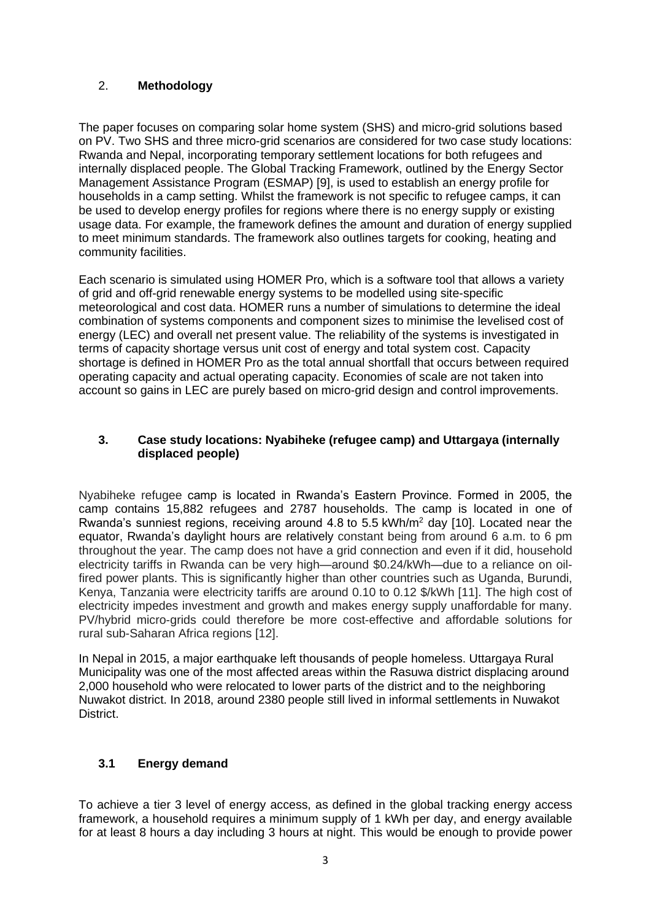## 2. **Methodology**

The paper focuses on comparing solar home system (SHS) and micro-grid solutions based on PV. Two SHS and three micro-grid scenarios are considered for two case study locations: Rwanda and Nepal, incorporating temporary settlement locations for both refugees and internally displaced people. The Global Tracking Framework, outlined by the Energy Sector Management Assistance Program (ESMAP) [9], is used to establish an energy profile for households in a camp setting. Whilst the framework is not specific to refugee camps, it can be used to develop energy profiles for regions where there is no energy supply or existing usage data. For example, the framework defines the amount and duration of energy supplied to meet minimum standards. The framework also outlines targets for cooking, heating and community facilities.

Each scenario is simulated using HOMER Pro, which is a software tool that allows a variety of grid and off-grid renewable energy systems to be modelled using site-specific meteorological and cost data. HOMER runs a number of simulations to determine the ideal combination of systems components and component sizes to minimise the levelised cost of energy (LEC) and overall net present value. The reliability of the systems is investigated in terms of capacity shortage versus unit cost of energy and total system cost. Capacity shortage is defined in HOMER Pro as the total annual shortfall that occurs between required operating capacity and actual operating capacity. Economies of scale are not taken into account so gains in LEC are purely based on micro-grid design and control improvements.

## 3. Case study locations: Nyabiheke (refugee camp) and Uttargaya (internally displaced people)

Nyabiheke refugee camp is located in Rwanda's Eastern Province. Formed in 2005, the camp contains 15,882 refugees and 2787 households. The camp is located in one of Rwanda's sunniest regions, receiving around 4.8 to 5.5 kWh/m$^2$ day [10]. Located near the equator, Rwanda's daylight hours are relatively constant being from around 6 a.m. to 6 pm throughout the year. The camp does not have a grid connection and even if it did, household electricity tariffs in Rwanda can be very high—around \$0.24/kWh—due to a reliance on oil-fired power plants. This is significantly higher than other countries such as Uganda, Burundi, Kenya, Tanzania were electricity tariffs are around 0.10 to 0.12 \$/kWh [11]. The high cost of electricity impedes investment and growth and makes energy supply unaffordable for many. PV/hybrid micro-grids could therefore be more cost-effective and affordable solutions for rural sub-Saharan Africa regions [12].

In Nepal in 2015, a major earthquake left thousands of people homeless. Uttargaya Rural Municipality was one of the most affected areas within the Rasuwa district displacing around 2,000 household who were relocated to lower parts of the district and to the neighboring Nuwakot district. In 2018, around 2380 people still lived in informal settlements in Nuwakot District.

### 3.1 Energy demand

To achieve a tier 3 level of energy access, as defined in the global tracking energy access framework, a household requires a minimum supply of 1 kWh per day, and energy available for at least 8 hours a day including 3 hours at night. This would be enough to provide power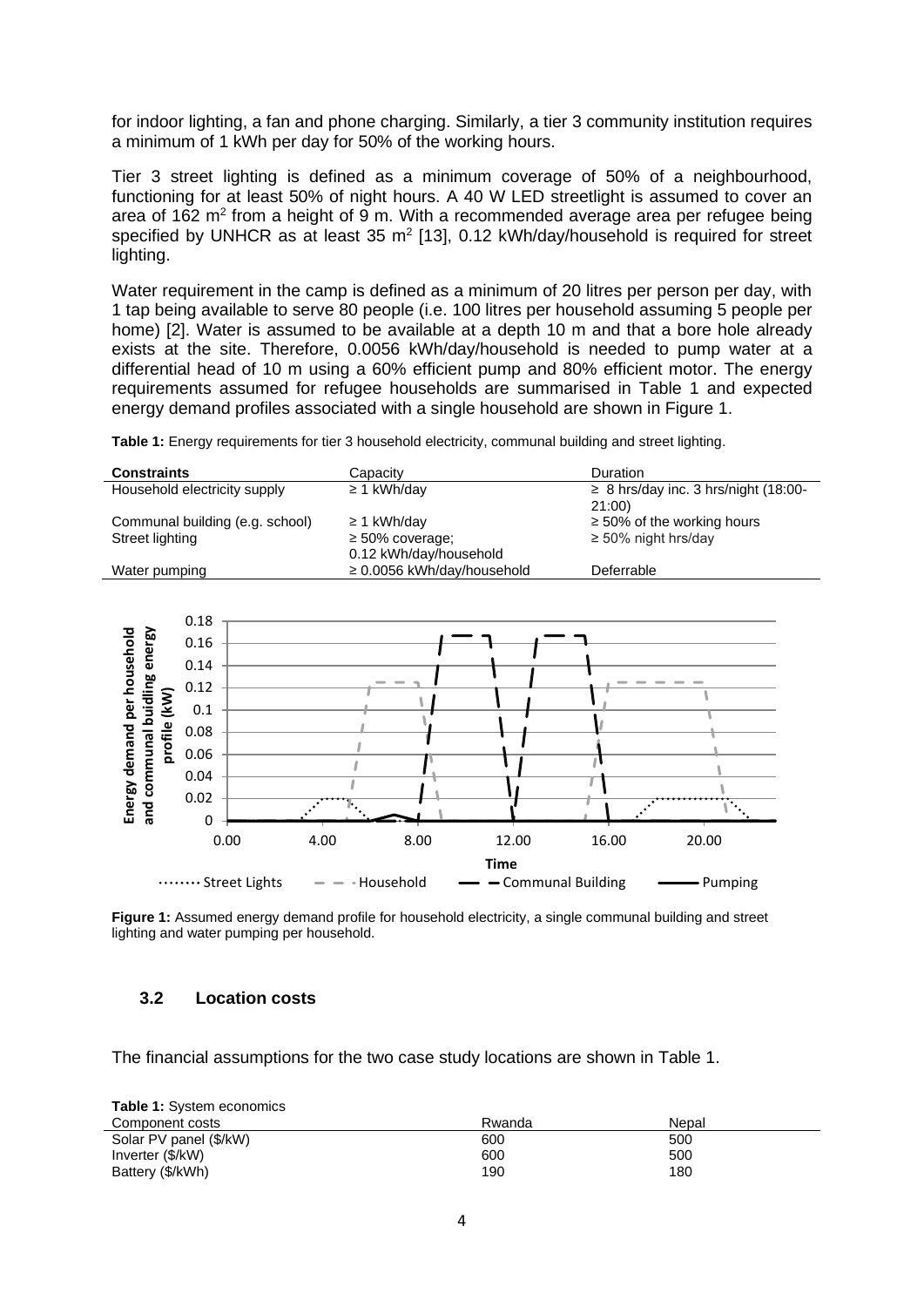for indoor lighting, a fan and phone charging. Similarly, a tier 3 community institution requires a minimum of 1 kWh per day for 50% of the working hours.

Tier 3 street lighting is defined as a minimum coverage of 50% of a neighbourhood, functioning for at least 50% of night hours. A 40 W LED streetlight is assumed to cover an area of 162 $m^2$ from a height of 9 m. With a recommended average area per refugee being specified by UNHCR as at least 35 $m^2$ [13], 0.12 kWh/day/household is required for street lighting.

Water requirement in the camp is defined as a minimum of 20 litres per person per day, with 1 tap being available to serve 80 people (i.e. 100 litres per household assuming 5 people per home) [2]. Water is assumed to be available at a depth 10 m and that a bore hole already exists at the site. Therefore, 0.0056 kWh/day/household is needed to pump water at a differential head of 10 m using a 60% efficient pump and 80% efficient motor. The energy requirements assumed for refugee households are summarised in Table 1 and expected energy demand profiles associated with a single household are shown in Figure 1.

**Table 1:** Energy requirements for tier 3 household electricity, communal building and street lighting.

| Constraints | Capacity | Duration |
|---|---|---|
| Household electricity supply | ≥ 1 kWh/day | ≥ 8 hrs/day inc. 3 hrs/night (18:00-21:00) |
| Communal building (e.g. school) | ≥ 1 kWh/day | ≥ 50% of the working hours |
| Street lighting | ≥ 50% coverage; 0.12 kWh/day/household | ≥ 50% night hrs/day |
| Water pumping | ≥ 0.0056 kWh/day/household | Deferrable |

**Figure 1:** Assumed energy demand profile for household electricity, a single communal building and street lighting and water pumping per household.

### 3.2 Location costs

The financial assumptions for the two case study locations are shown in Table 1.

**Table 1:** System economics

| Component costs | Rwanda | Nepal |
|---|---|---|
| Solar PV panel ($/kW) | 600 | 500 |
| Inverter ($/kW) | 600 | 500 |
| Battery ($/kWh) | 190 | 180 |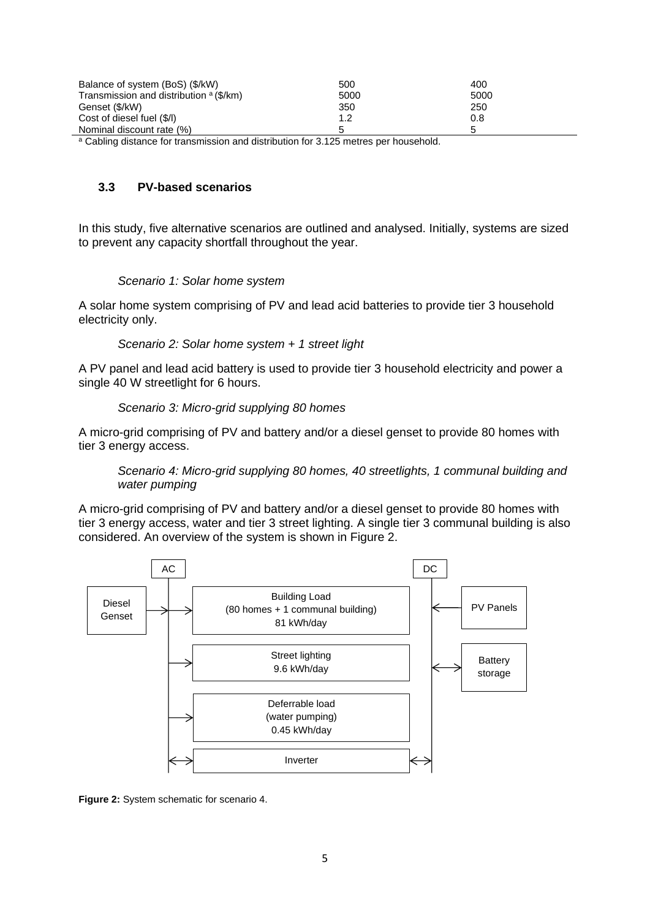| | | |
|---|---|---|
| Balance of system (BoS) ($/kW) | 500 | 400 |
| Transmission and distribution [a] ($/km) | 5000 | 5000 |
| Genset ($/kW) | 350 | 250 |
| Cost of diesel fuel ($/l) | 1.2 | 0.8 |
| Nominal discount rate (%) | 5 | 5 |

[a] Cabling distance for transmission and distribution for 3.125 metres per household.

### 3.3 PV-based scenarios

In this study, five alternative scenarios are outlined and analysed. Initially, systems are sized to prevent any capacity shortfall throughout the year.

*Scenario 1: Solar home system*

A solar home system comprising of PV and lead acid batteries to provide tier 3 household electricity only.

*Scenario 2: Solar home system + 1 street light*

A PV panel and lead acid battery is used to provide tier 3 household electricity and power a single 40 W streetlight for 6 hours.

*Scenario 3: Micro-grid supplying 80 homes*

A micro-grid comprising of PV and battery and/or a diesel genset to provide 80 homes with tier 3 energy access.

*Scenario 4: Micro-grid supplying 80 homes, 40 streetlights, 1 communal building and water pumping*

A micro-grid comprising of PV and battery and/or a diesel genset to provide 80 homes with tier 3 energy access, water and tier 3 street lighting. A single tier 3 communal building is also considered. An overview of the system is shown in Figure 2.

AC | DC

Diesel Genset → Building Load (80 homes + 1 communal building) 81 kWh/day ← PV Panels

Street lighting 9.6 kWh/day ↔ Battery storage

Deferrable load (water pumping) 0.45 kWh/day

Inverter

**Figure 2:** System schematic for scenario 4.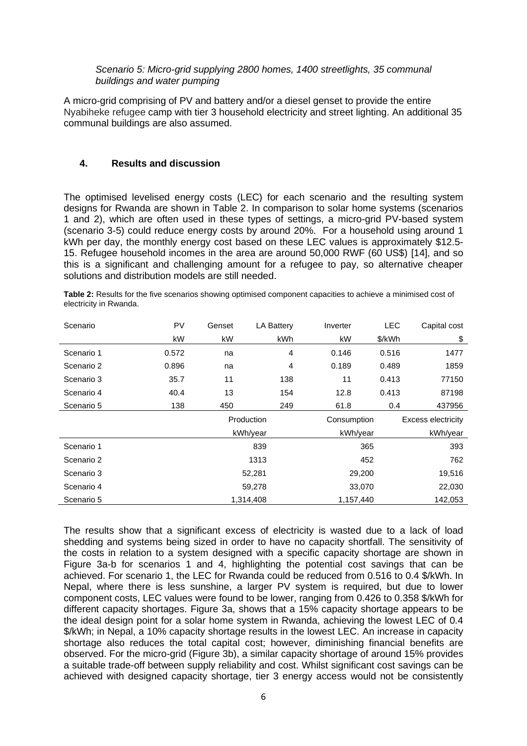*Scenario 5: Micro-grid supplying 2800 homes, 1400 streetlights, 35 communal buildings and water pumping*

A micro-grid comprising of PV and battery and/or a diesel genset to provide the entire Nyabiheke refugee camp with tier 3 household electricity and street lighting. An additional 35 communal buildings are also assumed.

## 4. Results and discussion

The optimised levelised energy costs (LEC) for each scenario and the resulting system designs for Rwanda are shown in Table 2. In comparison to solar home systems (scenarios 1 and 2), which are often used in these types of settings, a micro-grid PV-based system (scenario 3-5) could reduce energy costs by around 20%. For a household using around 1 kWh per day, the monthly energy cost based on these LEC values is approximately $12.5-15. Refugee household incomes in the area are around 50,000 RWF (60 US$) [14], and so this is a significant and challenging amount for a refugee to pay, so alternative cheaper solutions and distribution models are still needed.

**Table 2:** Results for the five scenarios showing optimised component capacities to achieve a minimised cost of electricity in Rwanda.

| Scenario | PV | Genset | LA Battery | Inverter | LEC | Capital cost |
|---|---|---|---|---|---|---|
| | kW | kW | kWh | kW | $/kWh | $ |
| Scenario 1 | 0.572 | na | 4 | 0.146 | 0.516 | 1477 |
| Scenario 2 | 0.896 | na | 4 | 0.189 | 0.489 | 1859 |
| Scenario 3 | 35.7 | 11 | 138 | 11 | 0.413 | 77150 |
| Scenario 4 | 40.4 | 13 | 154 | 12.8 | 0.413 | 87198 |
| Scenario 5 | 138 | 450 | 249 | 61.8 | 0.4 | 437956 |
| | | | Production | Consumption | | Excess electricity |
| | | | kWh/year | kWh/year | | kWh/year |
| Scenario 1 | | | 839 | 365 | | 393 |
| Scenario 2 | | | 1313 | 452 | | 762 |
| Scenario 3 | | | 52,281 | 29,200 | | 19,516 |
| Scenario 4 | | | 59,278 | 33,070 | | 22,030 |
| Scenario 5 | | | 1,314,408 | 1,157,440 | | 142,053 |

The results show that a significant excess of electricity is wasted due to a lack of load shedding and systems being sized in order to have no capacity shortfall. The sensitivity of the costs in relation to a system designed with a specific capacity shortage are shown in Figure 3a-b for scenarios 1 and 4, highlighting the potential cost savings that can be achieved. For scenario 1, the LEC for Rwanda could be reduced from 0.516 to 0.4 $/kWh. In Nepal, where there is less sunshine, a larger PV system is required, but due to lower component costs, LEC values were found to be lower, ranging from 0.426 to 0.358 $/kWh for different capacity shortages. Figure 3a, shows that a 15% capacity shortage appears to be the ideal design point for a solar home system in Rwanda, achieving the lowest LEC of 0.4 $/kWh; in Nepal, a 10% capacity shortage results in the lowest LEC. An increase in capacity shortage also reduces the total capital cost; however, diminishing financial benefits are observed. For the micro-grid (Figure 3b), a similar capacity shortage of around 15% provides a suitable trade-off between supply reliability and cost. Whilst significant cost savings can be achieved with designed capacity shortage, tier 3 energy access would not be consistently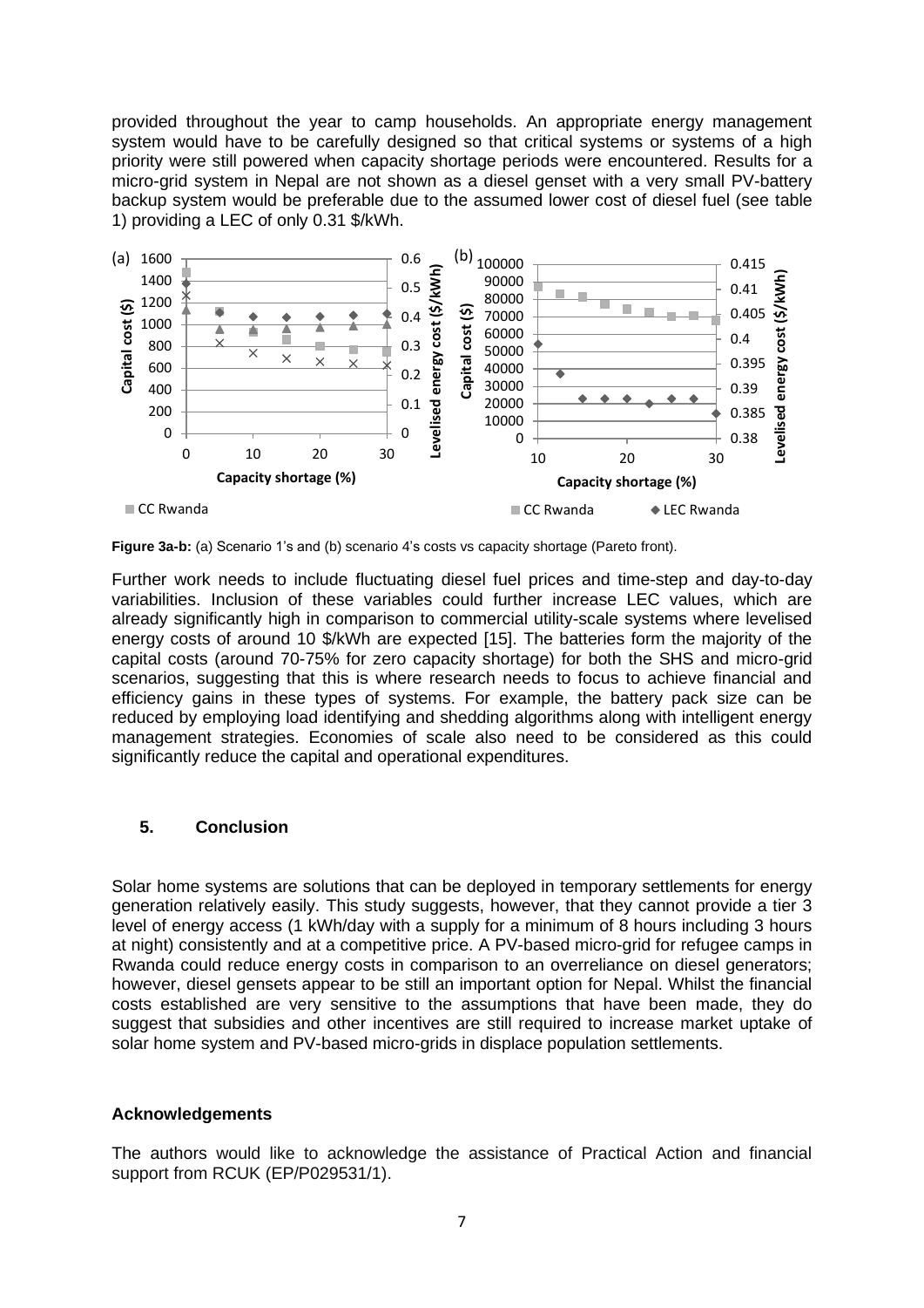provided throughout the year to camp households. An appropriate energy management system would have to be carefully designed so that critical systems or systems of a high priority were still powered when capacity shortage periods were encountered. Results for a micro-grid system in Nepal are not shown as a diesel genset with a very small PV-battery backup system would be preferable due to the assumed lower cost of diesel fuel (see table 1) providing a LEC of only 0.31 $/kWh.

**Figure 3a-b:** (a) Scenario 1's and (b) scenario 4's costs vs capacity shortage (Pareto front).

Further work needs to include fluctuating diesel fuel prices and time-step and day-to-day variabilities. Inclusion of these variables could further increase LEC values, which are already significantly high in comparison to commercial utility-scale systems where levelised energy costs of around 10 $/kWh are expected [15]. The batteries form the majority of the capital costs (around 70-75% for zero capacity shortage) for both the SHS and micro-grid scenarios, suggesting that this is where research needs to focus to achieve financial and efficiency gains in these types of systems. For example, the battery pack size can be reduced by employing load identifying and shedding algorithms along with intelligent energy management strategies. Economies of scale also need to be considered as this could significantly reduce the capital and operational expenditures.

## 5. Conclusion

Solar home systems are solutions that can be deployed in temporary settlements for energy generation relatively easily. This study suggests, however, that they cannot provide a tier 3 level of energy access (1 kWh/day with a supply for a minimum of 8 hours including 3 hours at night) consistently and at a competitive price. A PV-based micro-grid for refugee camps in Rwanda could reduce energy costs in comparison to an overreliance on diesel generators; however, diesel gensets appear to be still an important option for Nepal. Whilst the financial costs established are very sensitive to the assumptions that have been made, they do suggest that subsidies and other incentives are still required to increase market uptake of solar home system and PV-based micro-grids in displace population settlements.

### Acknowledgements

The authors would like to acknowledge the assistance of Practical Action and financial support from RCUK (EP/P029531/1).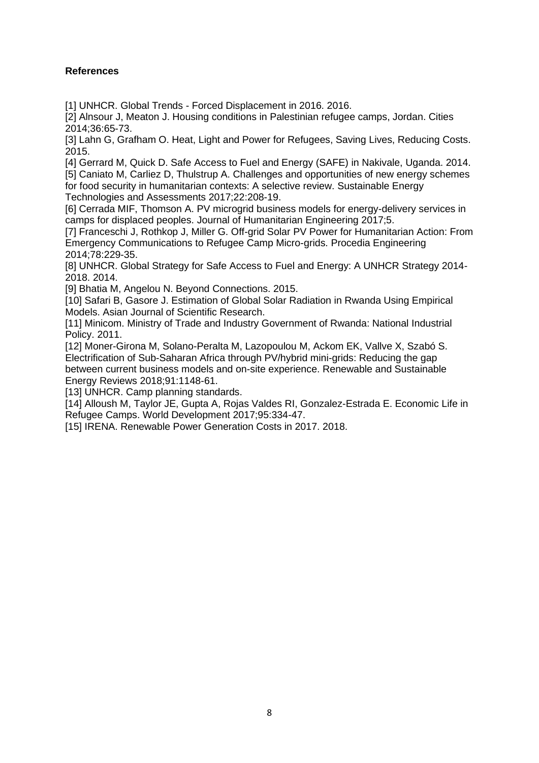**References**

[1] UNHCR. Global Trends - Forced Displacement in 2016. 2016.
[2] Alnsour J, Meaton J. Housing conditions in Palestinian refugee camps, Jordan. Cities 2014;36:65-73.
[3] Lahn G, Grafham O. Heat, Light and Power for Refugees, Saving Lives, Reducing Costs. 2015.
[4] Gerrard M, Quick D. Safe Access to Fuel and Energy (SAFE) in Nakivale, Uganda. 2014.
[5] Caniato M, Carliez D, Thulstrup A. Challenges and opportunities of new energy schemes for food security in humanitarian contexts: A selective review. Sustainable Energy Technologies and Assessments 2017;22:208-19.
[6] Cerrada MIF, Thomson A. PV microgrid business models for energy-delivery services in camps for displaced peoples. Journal of Humanitarian Engineering 2017;5.
[7] Franceschi J, Rothkop J, Miller G. Off-grid Solar PV Power for Humanitarian Action: From Emergency Communications to Refugee Camp Micro-grids. Procedia Engineering 2014;78:229-35.
[8] UNHCR. Global Strategy for Safe Access to Fuel and Energy: A UNHCR Strategy 2014-2018. 2014.
[9] Bhatia M, Angelou N. Beyond Connections. 2015.
[10] Safari B, Gasore J. Estimation of Global Solar Radiation in Rwanda Using Empirical Models. Asian Journal of Scientific Research.
[11] Minicom. Ministry of Trade and Industry Government of Rwanda: National Industrial Policy. 2011.
[12] Moner-Girona M, Solano-Peralta M, Lazopoulou M, Ackom EK, Vallve X, Szabó S. Electrification of Sub-Saharan Africa through PV/hybrid mini-grids: Reducing the gap between current business models and on-site experience. Renewable and Sustainable Energy Reviews 2018;91:1148-61.
[13] UNHCR. Camp planning standards.
[14] Alloush M, Taylor JE, Gupta A, Rojas Valdes RI, Gonzalez-Estrada E. Economic Life in Refugee Camps. World Development 2017;95:334-47.
[15] IRENA. Renewable Power Generation Costs in 2017. 2018.